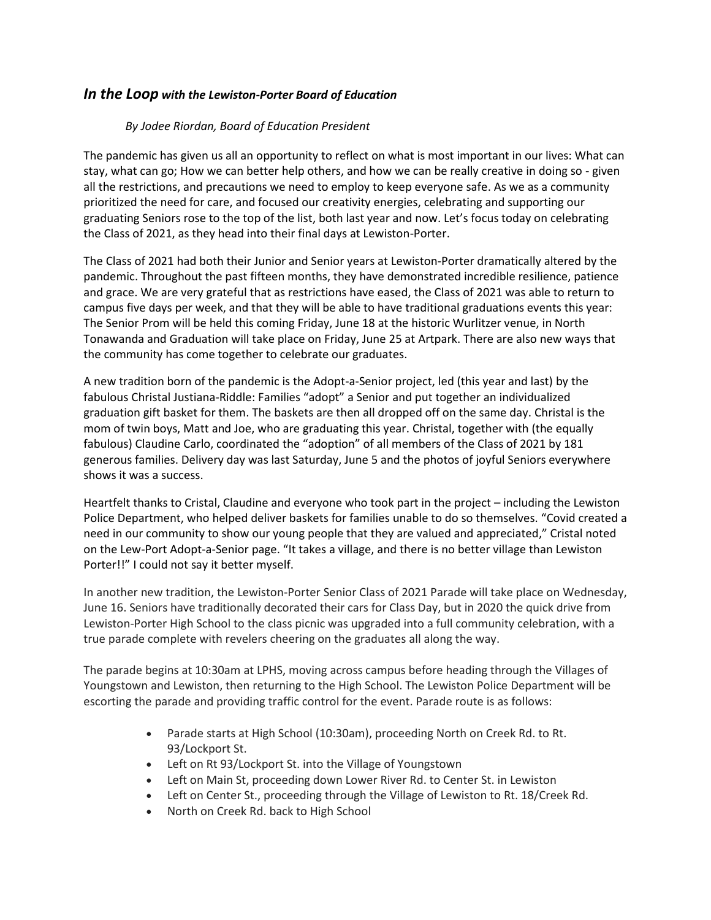## *In the Loop with the Lewiston-Porter Board of Education*

*By Jodee Riordan, Board of Education President*

The pandemic has given us all an opportunity to reflect on what is most important in our lives: What can stay, what can go; How we can better help others, and how we can be really creative in doing so - given all the restrictions, and precautions we need to employ to keep everyone safe. As we as a community prioritized the need for care, and focused our creativity energies, celebrating and supporting our graduating Seniors rose to the top of the list, both last year and now. Let's focus today on celebrating the Class of 2021, as they head into their final days at Lewiston-Porter.

The Class of 2021 had both their Junior and Senior years at Lewiston-Porter dramatically altered by the pandemic. Throughout the past fifteen months, they have demonstrated incredible resilience, patience and grace. We are very grateful that as restrictions have eased, the Class of 2021 was able to return to campus five days per week, and that they will be able to have traditional graduations events this year: The Senior Prom will be held this coming Friday, June 18 at the historic Wurlitzer venue, in North Tonawanda and Graduation will take place on Friday, June 25 at Artpark. There are also new ways that the community has come together to celebrate our graduates.

A new tradition born of the pandemic is the Adopt-a-Senior project, led (this year and last) by the fabulous Christal Justiana-Riddle: Families "adopt" a Senior and put together an individualized graduation gift basket for them. The baskets are then all dropped off on the same day. Christal is the mom of twin boys, Matt and Joe, who are graduating this year. Christal, together with (the equally fabulous) Claudine Carlo, coordinated the "adoption" of all members of the Class of 2021 by 181 generous families. Delivery day was last Saturday, June 5 and the photos of joyful Seniors everywhere shows it was a success.

Heartfelt thanks to Cristal, Claudine and everyone who took part in the project – including the Lewiston Police Department, who helped deliver baskets for families unable to do so themselves. "Covid created a need in our community to show our young people that they are valued and appreciated," Cristal noted on the Lew-Port Adopt-a-Senior page. "It takes a village, and there is no better village than Lewiston Porter!!" I could not say it better myself.

In another new tradition, the Lewiston-Porter Senior Class of 2021 Parade will take place on Wednesday, June 16. Seniors have traditionally decorated their cars for Class Day, but in 2020 the quick drive from Lewiston-Porter High School to the class picnic was upgraded into a full community celebration, with a true parade complete with revelers cheering on the graduates all along the way.

The parade begins at 10:30am at LPHS, moving across campus before heading through the Villages of Youngstown and Lewiston, then returning to the High School. The Lewiston Police Department will be escorting the parade and providing traffic control for the event. Parade route is as follows:

- Parade starts at High School (10:30am), proceeding North on Creek Rd. to Rt. 93/Lockport St.
- Left on Rt 93/Lockport St. into the Village of Youngstown
- Left on Main St, proceeding down Lower River Rd. to Center St. in Lewiston
- Left on Center St., proceeding through the Village of Lewiston to Rt. 18/Creek Rd.
- North on Creek Rd. back to High School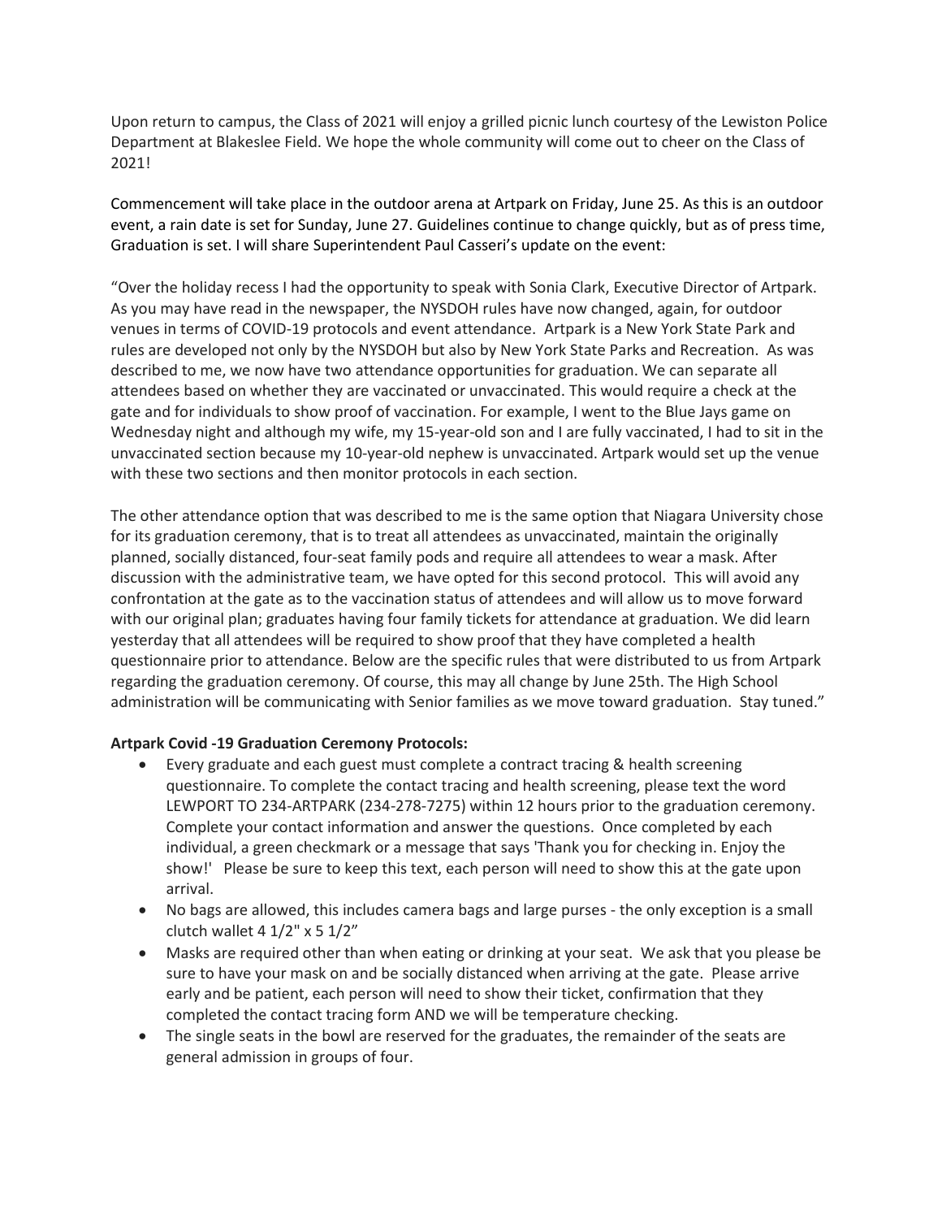Upon return to campus, the Class of 2021 will enjoy a grilled picnic lunch courtesy of the Lewiston Police Department at Blakeslee Field. We hope the whole community will come out to cheer on the Class of 2021!

Commencement will take place in the outdoor arena at Artpark on Friday, June 25. As this is an outdoor event, a rain date is set for Sunday, June 27. Guidelines continue to change quickly, but as of press time, Graduation is set. I will share Superintendent Paul Casseri's update on the event:

"Over the holiday recess I had the opportunity to speak with Sonia Clark, Executive Director of Artpark. As you may have read in the newspaper, the NYSDOH rules have now changed, again, for outdoor venues in terms of COVID-19 protocols and event attendance. Artpark is a New York State Park and rules are developed not only by the NYSDOH but also by New York State Parks and Recreation. As was described to me, we now have two attendance opportunities for graduation. We can separate all attendees based on whether they are vaccinated or unvaccinated. This would require a check at the gate and for individuals to show proof of vaccination. For example, I went to the Blue Jays game on Wednesday night and although my wife, my 15-year-old son and I are fully vaccinated, I had to sit in the unvaccinated section because my 10-year-old nephew is unvaccinated. Artpark would set up the venue with these two sections and then monitor protocols in each section.

The other attendance option that was described to me is the same option that Niagara University chose for its graduation ceremony, that is to treat all attendees as unvaccinated, maintain the originally planned, socially distanced, four-seat family pods and require all attendees to wear a mask. After discussion with the administrative team, we have opted for this second protocol. This will avoid any confrontation at the gate as to the vaccination status of attendees and will allow us to move forward with our original plan; graduates having four family tickets for attendance at graduation. We did learn yesterday that all attendees will be required to show proof that they have completed a health questionnaire prior to attendance. Below are the specific rules that were distributed to us from Artpark regarding the graduation ceremony. Of course, this may all change by June 25th. The High School administration will be communicating with Senior families as we move toward graduation. Stay tuned."

**Artpark Covid -19 Graduation Ceremony Protocols:**

- Every graduate and each guest must complete a contract tracing & health screening questionnaire. To complete the contact tracing and health screening, please text the word LEWPORT TO 234-ARTPARK (234-278-7275) within 12 hours prior to the graduation ceremony. Complete your contact information and answer the questions. Once completed by each individual, a green checkmark or a message that says 'Thank you for checking in. Enjoy the show!' Please be sure to keep this text, each person will need to show this at the gate upon arrival.
- No bags are allowed, this includes camera bags and large purses - the only exception is a small clutch wallet 4 1/2" x 5 1/2"
- Masks are required other than when eating or drinking at your seat. We ask that you please be sure to have your mask on and be socially distanced when arriving at the gate. Please arrive early and be patient, each person will need to show their ticket, confirmation that they completed the contact tracing form AND we will be temperature checking.
- The single seats in the bowl are reserved for the graduates, the remainder of the seats are general admission in groups of four.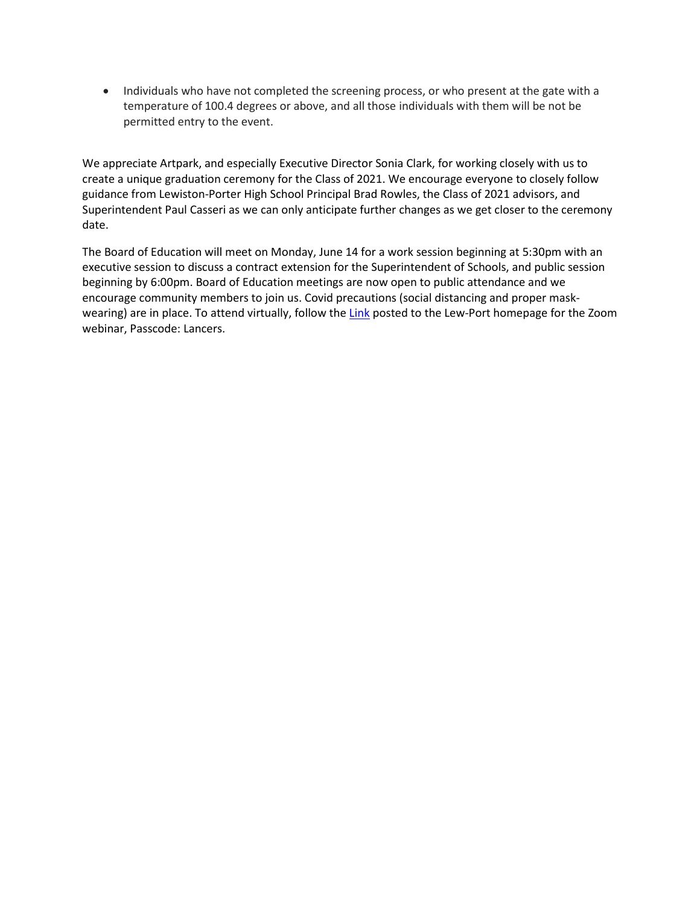- Individuals who have not completed the screening process, or who present at the gate with a temperature of 100.4 degrees or above, and all those individuals with them will be not be permitted entry to the event.

We appreciate Artpark, and especially Executive Director Sonia Clark, for working closely with us to create a unique graduation ceremony for the Class of 2021. We encourage everyone to closely follow guidance from Lewiston-Porter High School Principal Brad Rowles, the Class of 2021 advisors, and Superintendent Paul Casseri as we can only anticipate further changes as we get closer to the ceremony date.

The Board of Education will meet on Monday, June 14 for a work session beginning at 5:30pm with an executive session to discuss a contract extension for the Superintendent of Schools, and public session beginning by 6:00pm. Board of Education meetings are now open to public attendance and we encourage community members to join us. Covid precautions (social distancing and proper mask-wearing) are in place. To attend virtually, follow the Link posted to the Lew-Port homepage for the Zoom webinar, Passcode: Lancers.